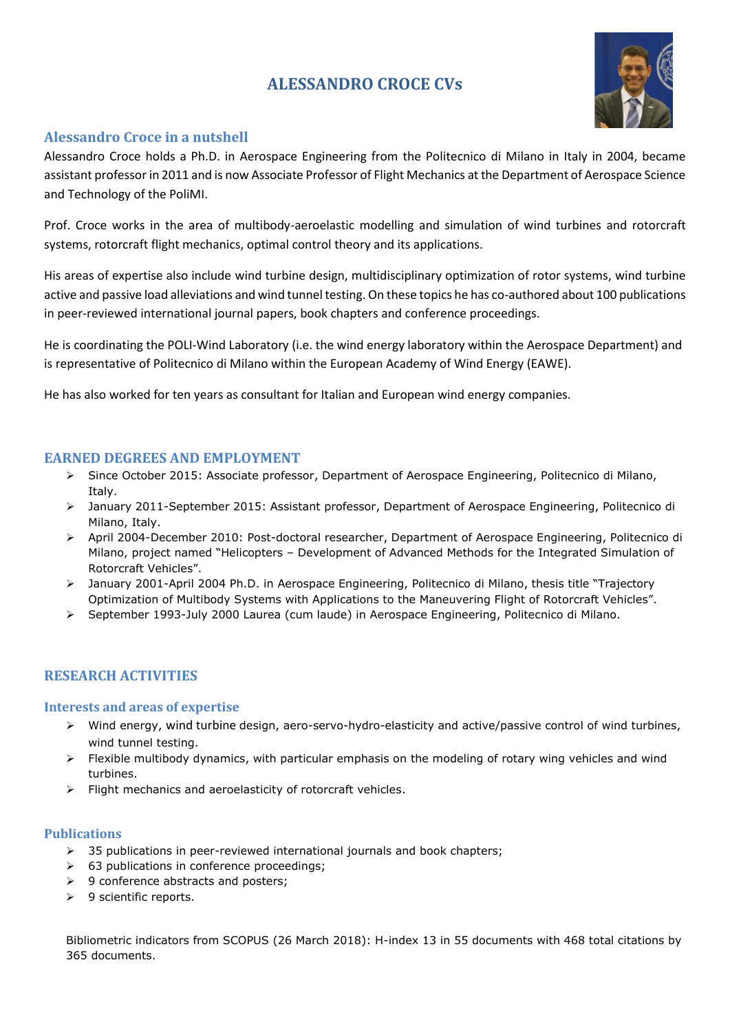# ALESSANDRO CROCE CVs

## Alessandro Croce in a nutshell

Alessandro Croce holds a Ph.D. in Aerospace Engineering from the Politecnico di Milano in Italy in 2004, became assistant professor in 2011 and is now Associate Professor of Flight Mechanics at the Department of Aerospace Science and Technology of the PoliMI.

Prof. Croce works in the area of multibody-aeroelastic modelling and simulation of wind turbines and rotorcraft systems, rotorcraft flight mechanics, optimal control theory and its applications.

His areas of expertise also include wind turbine design, multidisciplinary optimization of rotor systems, wind turbine active and passive load alleviations and wind tunnel testing. On these topics he has co-authored about 100 publications in peer-reviewed international journal papers, book chapters and conference proceedings.

He is coordinating the POLI-Wind Laboratory (i.e. the wind energy laboratory within the Aerospace Department) and is representative of Politecnico di Milano within the European Academy of Wind Energy (EAWE).

He has also worked for ten years as consultant for Italian and European wind energy companies.

## EARNED DEGREES AND EMPLOYMENT

- Since October 2015: Associate professor, Department of Aerospace Engineering, Politecnico di Milano, Italy.
- January 2011-September 2015: Assistant professor, Department of Aerospace Engineering, Politecnico di Milano, Italy.
- April 2004-December 2010: Post-doctoral researcher, Department of Aerospace Engineering, Politecnico di Milano, project named "Helicopters – Development of Advanced Methods for the Integrated Simulation of Rotorcraft Vehicles".
- January 2001-April 2004 Ph.D. in Aerospace Engineering, Politecnico di Milano, thesis title "Trajectory Optimization of Multibody Systems with Applications to the Maneuvering Flight of Rotorcraft Vehicles".
- September 1993-July 2000 Laurea (cum laude) in Aerospace Engineering, Politecnico di Milano.

## RESEARCH ACTIVITIES

### Interests and areas of expertise

- Wind energy, wind turbine design, aero-servo-hydro-elasticity and active/passive control of wind turbines, wind tunnel testing.
- Flexible multibody dynamics, with particular emphasis on the modeling of rotary wing vehicles and wind turbines.
- Flight mechanics and aeroelasticity of rotorcraft vehicles.

### Publications

- 35 publications in peer-reviewed international journals and book chapters;
- 63 publications in conference proceedings;
- 9 conference abstracts and posters;
- 9 scientific reports.

Bibliometric indicators from SCOPUS (26 March 2018): H-index 13 in 55 documents with 468 total citations by 365 documents.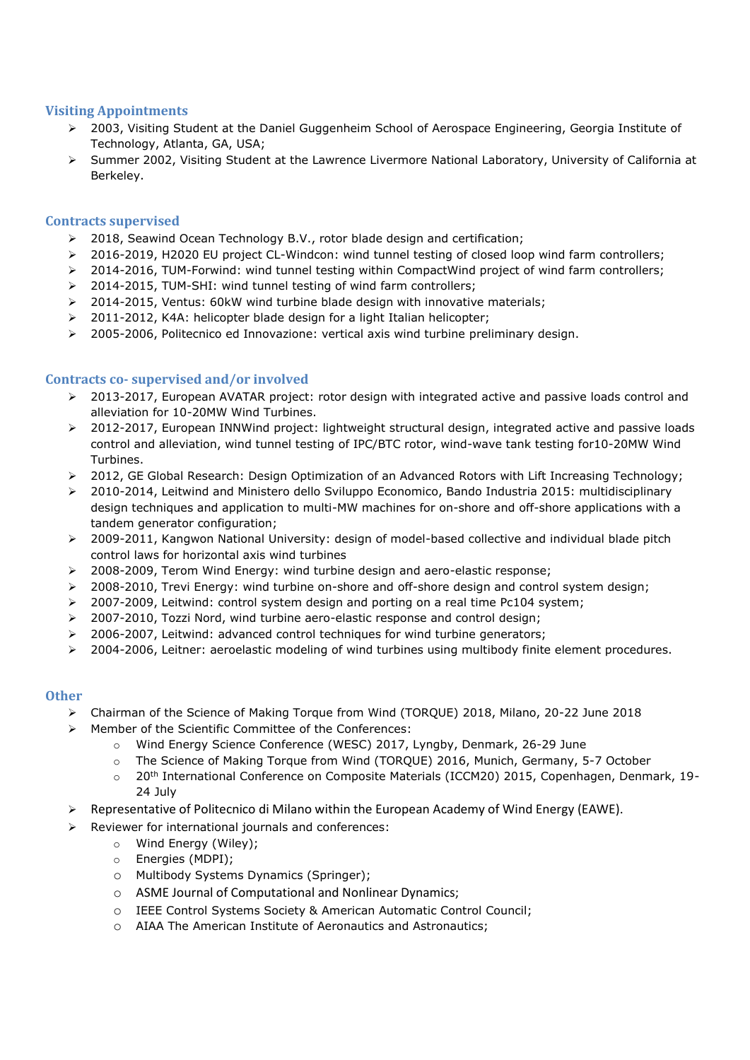## Visiting Appointments

- 2003, Visiting Student at the Daniel Guggenheim School of Aerospace Engineering, Georgia Institute of Technology, Atlanta, GA, USA;
- Summer 2002, Visiting Student at the Lawrence Livermore National Laboratory, University of California at Berkeley.

## Contracts supervised

- 2018, Seawind Ocean Technology B.V., rotor blade design and certification;
- 2016-2019, H2020 EU project CL-Windcon: wind tunnel testing of closed loop wind farm controllers;
- 2014-2016, TUM-Forwind: wind tunnel testing within CompactWind project of wind farm controllers;
- 2014-2015, TUM-SHI: wind tunnel testing of wind farm controllers;
- 2014-2015, Ventus: 60kW wind turbine blade design with innovative materials;
- 2011-2012, K4A: helicopter blade design for a light Italian helicopter;
- 2005-2006, Politecnico ed Innovazione: vertical axis wind turbine preliminary design.

## Contracts co- supervised and/or involved

- 2013-2017, European AVATAR project: rotor design with integrated active and passive loads control and alleviation for 10-20MW Wind Turbines.
- 2012-2017, European INNWind project: lightweight structural design, integrated active and passive loads control and alleviation, wind tunnel testing of IPC/BTC rotor, wind-wave tank testing for10-20MW Wind Turbines.
- 2012, GE Global Research: Design Optimization of an Advanced Rotors with Lift Increasing Technology;
- 2010-2014, Leitwind and Ministero dello Sviluppo Economico, Bando Industria 2015: multidisciplinary design techniques and application to multi-MW machines for on-shore and off-shore applications with a tandem generator configuration;
- 2009-2011, Kangwon National University: design of model-based collective and individual blade pitch control laws for horizontal axis wind turbines
- 2008-2009, Terom Wind Energy: wind turbine design and aero-elastic response;
- 2008-2010, Trevi Energy: wind turbine on-shore and off-shore design and control system design;
- 2007-2009, Leitwind: control system design and porting on a real time Pc104 system;
- 2007-2010, Tozzi Nord, wind turbine aero-elastic response and control design;
- 2006-2007, Leitwind: advanced control techniques for wind turbine generators;
- 2004-2006, Leitner: aeroelastic modeling of wind turbines using multibody finite element procedures.

## Other

- Chairman of the Science of Making Torque from Wind (TORQUE) 2018, Milano, 20-22 June 2018
- Member of the Scientific Committee of the Conferences:
  - Wind Energy Science Conference (WESC) 2017, Lyngby, Denmark, 26-29 June
  - The Science of Making Torque from Wind (TORQUE) 2016, Munich, Germany, 5-7 October
  - 20th International Conference on Composite Materials (ICCM20) 2015, Copenhagen, Denmark, 19-24 July
- Representative of Politecnico di Milano within the European Academy of Wind Energy (EAWE).
- Reviewer for international journals and conferences:
  - Wind Energy (Wiley);
  - Energies (MDPI);
  - Multibody Systems Dynamics (Springer);
  - ASME Journal of Computational and Nonlinear Dynamics;
  - IEEE Control Systems Society & American Automatic Control Council;
  - AIAA The American Institute of Aeronautics and Astronautics;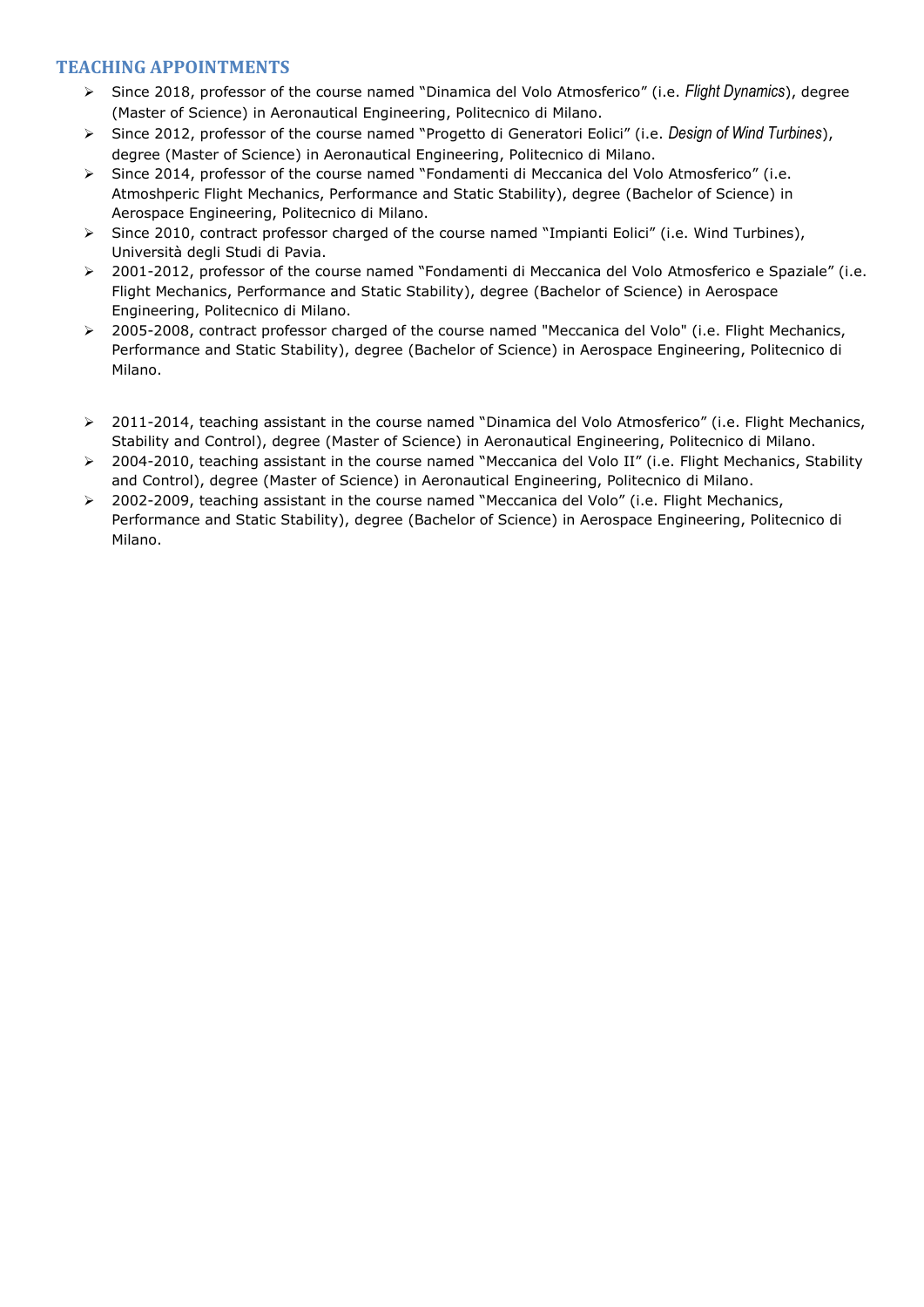## TEACHING APPOINTMENTS

- Since 2018, professor of the course named “Dinamica del Volo Atmosferico” (i.e. *Flight Dynamics*), degree (Master of Science) in Aeronautical Engineering, Politecnico di Milano.
- Since 2012, professor of the course named “Progetto di Generatori Eolici” (i.e. *Design of Wind Turbines*), degree (Master of Science) in Aeronautical Engineering, Politecnico di Milano.
- Since 2014, professor of the course named “Fondamenti di Meccanica del Volo Atmosferico” (i.e. Atmoshperic Flight Mechanics, Performance and Static Stability), degree (Bachelor of Science) in Aerospace Engineering, Politecnico di Milano.
- Since 2010, contract professor charged of the course named “Impianti Eolici” (i.e. Wind Turbines), Università degli Studi di Pavia.
- 2001-2012, professor of the course named “Fondamenti di Meccanica del Volo Atmosferico e Spaziale” (i.e. Flight Mechanics, Performance and Static Stability), degree (Bachelor of Science) in Aerospace Engineering, Politecnico di Milano.
- 2005-2008, contract professor charged of the course named "Meccanica del Volo" (i.e. Flight Mechanics, Performance and Static Stability), degree (Bachelor of Science) in Aerospace Engineering, Politecnico di Milano.

- 2011-2014, teaching assistant in the course named “Dinamica del Volo Atmosferico” (i.e. Flight Mechanics, Stability and Control), degree (Master of Science) in Aeronautical Engineering, Politecnico di Milano.
- 2004-2010, teaching assistant in the course named “Meccanica del Volo II” (i.e. Flight Mechanics, Stability and Control), degree (Master of Science) in Aeronautical Engineering, Politecnico di Milano.
- 2002-2009, teaching assistant in the course named “Meccanica del Volo” (i.e. Flight Mechanics, Performance and Static Stability), degree (Bachelor of Science) in Aerospace Engineering, Politecnico di Milano.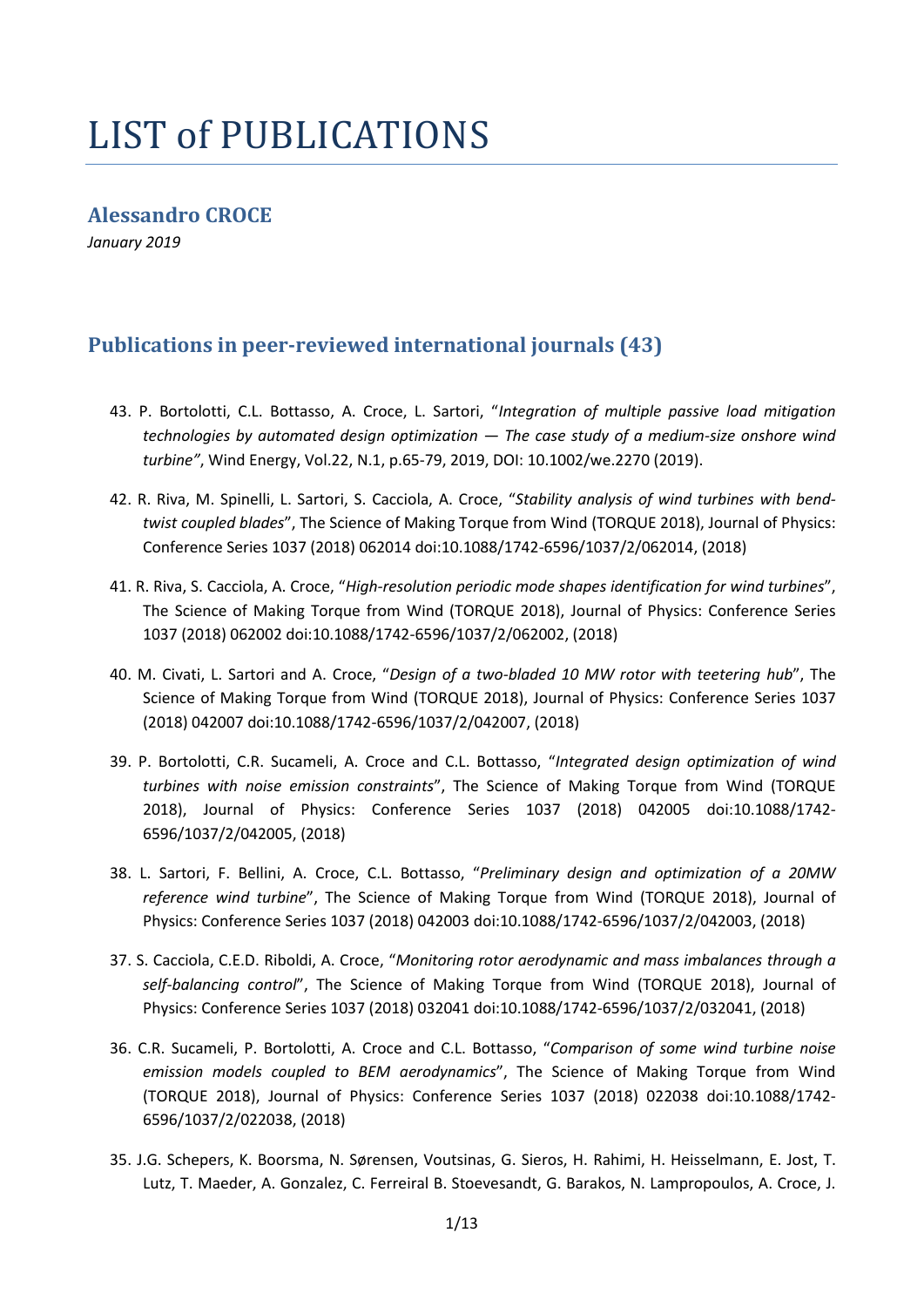# LIST of PUBLICATIONS

## Alessandro CROCE

*January 2019*

## Publications in peer-reviewed international journals (43)

43. P. Bortolotti, C.L. Bottasso, A. Croce, L. Sartori, "*Integration of multiple passive load mitigation technologies by automated design optimization — The case study of a medium-size onshore wind turbine"*, Wind Energy, Vol.22, N.1, p.65-79, 2019, DOI: 10.1002/we.2270 (2019).

42. R. Riva, M. Spinelli, L. Sartori, S. Cacciola, A. Croce, "*Stability analysis of wind turbines with bend-twist coupled blades*", The Science of Making Torque from Wind (TORQUE 2018), Journal of Physics: Conference Series 1037 (2018) 062014 doi:10.1088/1742-6596/1037/2/062014, (2018)

41. R. Riva, S. Cacciola, A. Croce, "*High-resolution periodic mode shapes identification for wind turbines*", The Science of Making Torque from Wind (TORQUE 2018), Journal of Physics: Conference Series 1037 (2018) 062002 doi:10.1088/1742-6596/1037/2/062002, (2018)

40. M. Civati, L. Sartori and A. Croce, "*Design of a two-bladed 10 MW rotor with teetering hub*", The Science of Making Torque from Wind (TORQUE 2018), Journal of Physics: Conference Series 1037 (2018) 042007 doi:10.1088/1742-6596/1037/2/042007, (2018)

39. P. Bortolotti, C.R. Sucameli, A. Croce and C.L. Bottasso, "*Integrated design optimization of wind turbines with noise emission constraints*", The Science of Making Torque from Wind (TORQUE 2018), Journal of Physics: Conference Series 1037 (2018) 042005 doi:10.1088/1742-6596/1037/2/042005, (2018)

38. L. Sartori, F. Bellini, A. Croce, C.L. Bottasso, "*Preliminary design and optimization of a 20MW reference wind turbine*", The Science of Making Torque from Wind (TORQUE 2018), Journal of Physics: Conference Series 1037 (2018) 042003 doi:10.1088/1742-6596/1037/2/042003, (2018)

37. S. Cacciola, C.E.D. Riboldi, A. Croce, "*Monitoring rotor aerodynamic and mass imbalances through a self-balancing control*", The Science of Making Torque from Wind (TORQUE 2018), Journal of Physics: Conference Series 1037 (2018) 032041 doi:10.1088/1742-6596/1037/2/032041, (2018)

36. C.R. Sucameli, P. Bortolotti, A. Croce and C.L. Bottasso, "*Comparison of some wind turbine noise emission models coupled to BEM aerodynamics*", The Science of Making Torque from Wind (TORQUE 2018), Journal of Physics: Conference Series 1037 (2018) 022038 doi:10.1088/1742-6596/1037/2/022038, (2018)

35. J.G. Schepers, K. Boorsma, N. Sørensen, Voutsinas, G. Sieros, H. Rahimi, H. Heisselmann, E. Jost, T. Lutz, T. Maeder, A. Gonzalez, C. Ferreiral B. Stoevesandt, G. Barakos, N. Lampropoulos, A. Croce, J.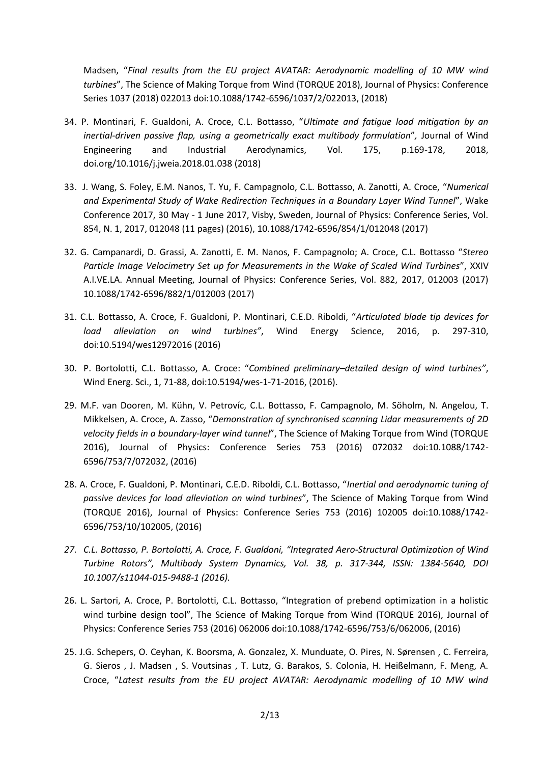Madsen, "*Final results from the EU project AVATAR: Aerodynamic modelling of 10 MW wind turbines*", The Science of Making Torque from Wind (TORQUE 2018), Journal of Physics: Conference Series 1037 (2018) 022013 doi:10.1088/1742-6596/1037/2/022013, (2018)

34. P. Montinari, F. Gualdoni, A. Croce, C.L. Bottasso, "*Ultimate and fatigue load mitigation by an inertial-driven passive flap, using a geometrically exact multibody formulation*", Journal of Wind Engineering and Industrial Aerodynamics, Vol. 175, p.169-178, 2018, doi.org/10.1016/j.jweia.2018.01.038 (2018)

33. J. Wang, S. Foley, E.M. Nanos, T. Yu, F. Campagnolo, C.L. Bottasso, A. Zanotti, A. Croce, "*Numerical and Experimental Study of Wake Redirection Techniques in a Boundary Layer Wind Tunnel*", Wake Conference 2017, 30 May - 1 June 2017, Visby, Sweden, Journal of Physics: Conference Series, Vol. 854, N. 1, 2017, 012048 (11 pages) (2016), 10.1088/1742-6596/854/1/012048 (2017)

32. G. Campanardi, D. Grassi, A. Zanotti, E. M. Nanos, F. Campagnolo; A. Croce, C.L. Bottasso "*Stereo Particle Image Velocimetry Set up for Measurements in the Wake of Scaled Wind Turbines*", XXIV A.I.VE.LA. Annual Meeting, Journal of Physics: Conference Series, Vol. 882, 2017, 012003 (2017) 10.1088/1742-6596/882/1/012003 (2017)

31. C.L. Bottasso, A. Croce, F. Gualdoni, P. Montinari, C.E.D. Riboldi, "*Articulated blade tip devices for load alleviation on wind turbines"*, Wind Energy Science, 2016, p. 297-310, doi:10.5194/wes12972016 (2016)

30. P. Bortolotti, C.L. Bottasso, A. Croce: "*Combined preliminary–detailed design of wind turbines"*, Wind Energ. Sci., 1, 71-88, doi:10.5194/wes-1-71-2016, (2016).

29. M.F. van Dooren, M. Kühn, V. Petrovíc, C.L. Bottasso, F. Campagnolo, M. Söholm, N. Angelou, T. Mikkelsen, A. Croce, A. Zasso, "*Demonstration of synchronised scanning Lidar measurements of 2D velocity fields in a boundary-layer wind tunnel*", The Science of Making Torque from Wind (TORQUE 2016), Journal of Physics: Conference Series 753 (2016) 072032 doi:10.1088/1742-6596/753/7/072032, (2016)

28. A. Croce, F. Gualdoni, P. Montinari, C.E.D. Riboldi, C.L. Bottasso, "*Inertial and aerodynamic tuning of passive devices for load alleviation on wind turbines*", The Science of Making Torque from Wind (TORQUE 2016), Journal of Physics: Conference Series 753 (2016) 102005 doi:10.1088/1742-6596/753/10/102005, (2016)

27. *C.L. Bottasso, P. Bortolotti, A. Croce, F. Gualdoni, "Integrated Aero-Structural Optimization of Wind Turbine Rotors", Multibody System Dynamics, Vol. 38, p. 317-344, ISSN: 1384-5640, DOI 10.1007/s11044-015-9488-1 (2016).*

26. L. Sartori, A. Croce, P. Bortolotti, C.L. Bottasso, "Integration of prebend optimization in a holistic wind turbine design tool", The Science of Making Torque from Wind (TORQUE 2016), Journal of Physics: Conference Series 753 (2016) 062006 doi:10.1088/1742-6596/753/6/062006, (2016)

25. J.G. Schepers, O. Ceyhan, K. Boorsma, A. Gonzalez, X. Munduate, O. Pires, N. Sørensen , C. Ferreira, G. Sieros , J. Madsen , S. Voutsinas , T. Lutz, G. Barakos, S. Colonia, H. Heißelmann, F. Meng, A. Croce, "*Latest results from the EU project AVATAR: Aerodynamic modelling of 10 MW wind*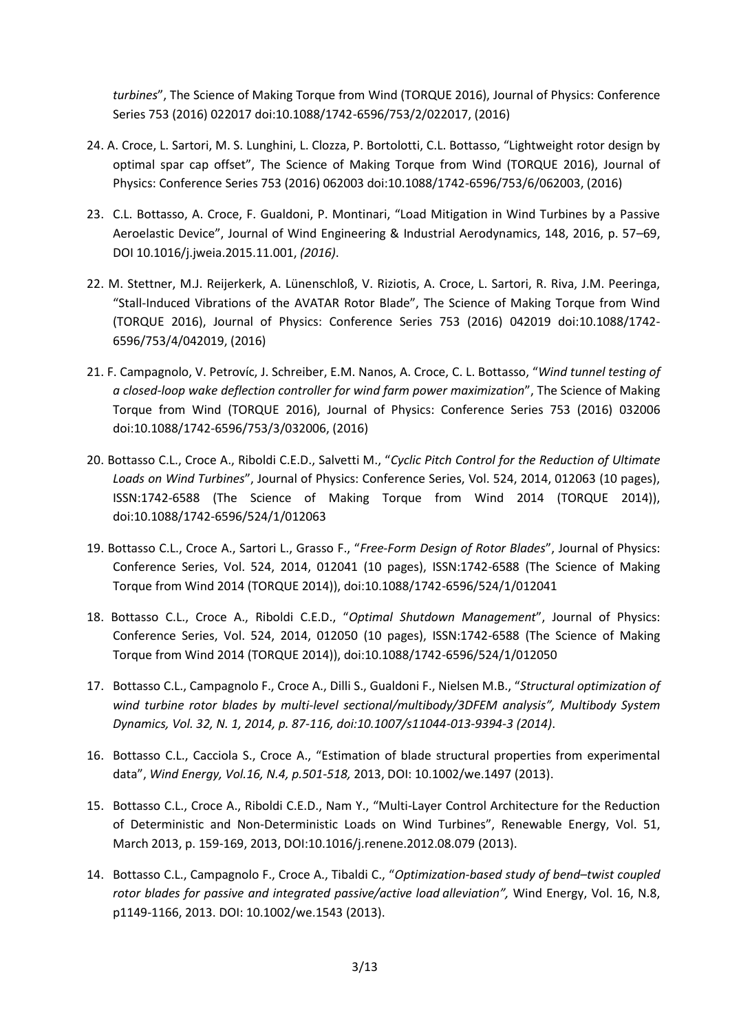*turbines*", The Science of Making Torque from Wind (TORQUE 2016), Journal of Physics: Conference Series 753 (2016) 022017 doi:10.1088/1742-6596/753/2/022017, (2016)

24. A. Croce, L. Sartori, M. S. Lunghini, L. Clozza, P. Bortolotti, C.L. Bottasso, "Lightweight rotor design by optimal spar cap offset", The Science of Making Torque from Wind (TORQUE 2016), Journal of Physics: Conference Series 753 (2016) 062003 doi:10.1088/1742-6596/753/6/062003, (2016)

23. C.L. Bottasso, A. Croce, F. Gualdoni, P. Montinari, "Load Mitigation in Wind Turbines by a Passive Aeroelastic Device", Journal of Wind Engineering & Industrial Aerodynamics, 148, 2016, p. 57–69, DOI 10.1016/j.jweia.2015.11.001, *(2016)*.

22. M. Stettner, M.J. Reijerkerk, A. Lünenschloß, V. Riziotis, A. Croce, L. Sartori, R. Riva, J.M. Peeringa, "Stall-Induced Vibrations of the AVATAR Rotor Blade", The Science of Making Torque from Wind (TORQUE 2016), Journal of Physics: Conference Series 753 (2016) 042019 doi:10.1088/1742-6596/753/4/042019, (2016)

21. F. Campagnolo, V. Petrovíc, J. Schreiber, E.M. Nanos, A. Croce, C. L. Bottasso, "*Wind tunnel testing of a closed-loop wake deflection controller for wind farm power maximization*", The Science of Making Torque from Wind (TORQUE 2016), Journal of Physics: Conference Series 753 (2016) 032006 doi:10.1088/1742-6596/753/3/032006, (2016)

20. Bottasso C.L., Croce A., Riboldi C.E.D., Salvetti M., "*Cyclic Pitch Control for the Reduction of Ultimate Loads on Wind Turbines*", Journal of Physics: Conference Series, Vol. 524, 2014, 012063 (10 pages), ISSN:1742-6588 (The Science of Making Torque from Wind 2014 (TORQUE 2014)), doi:10.1088/1742-6596/524/1/012063

19. Bottasso C.L., Croce A., Sartori L., Grasso F., "*Free-Form Design of Rotor Blades*", Journal of Physics: Conference Series, Vol. 524, 2014, 012041 (10 pages), ISSN:1742-6588 (The Science of Making Torque from Wind 2014 (TORQUE 2014)), doi:10.1088/1742-6596/524/1/012041

18. Bottasso C.L., Croce A., Riboldi C.E.D., "*Optimal Shutdown Management*", Journal of Physics: Conference Series, Vol. 524, 2014, 012050 (10 pages), ISSN:1742-6588 (The Science of Making Torque from Wind 2014 (TORQUE 2014)), doi:10.1088/1742-6596/524/1/012050

17. Bottasso C.L., Campagnolo F., Croce A., Dilli S., Gualdoni F., Nielsen M.B., "*Structural optimization of wind turbine rotor blades by multi-level sectional/multibody/3DFEM analysis", Multibody System Dynamics, Vol. 32, N. 1, 2014, p. 87-116, doi:10.1007/s11044-013-9394-3 (2014)*.

16. Bottasso C.L., Cacciola S., Croce A., "Estimation of blade structural properties from experimental data", *Wind Energy, Vol.16, N.4, p.501-518,* 2013, DOI: 10.1002/we.1497 (2013).

15. Bottasso C.L., Croce A., Riboldi C.E.D., Nam Y., "Multi-Layer Control Architecture for the Reduction of Deterministic and Non-Deterministic Loads on Wind Turbines", Renewable Energy, Vol. 51, March 2013, p. 159-169, 2013, DOI:10.1016/j.renene.2012.08.079 (2013).

14. Bottasso C.L., Campagnolo F., Croce A., Tibaldi C., "*Optimization-based study of bend–twist coupled rotor blades for passive and integrated passive/active load alleviation",* Wind Energy, Vol. 16, N.8, p1149-1166, 2013. DOI: 10.1002/we.1543 (2013).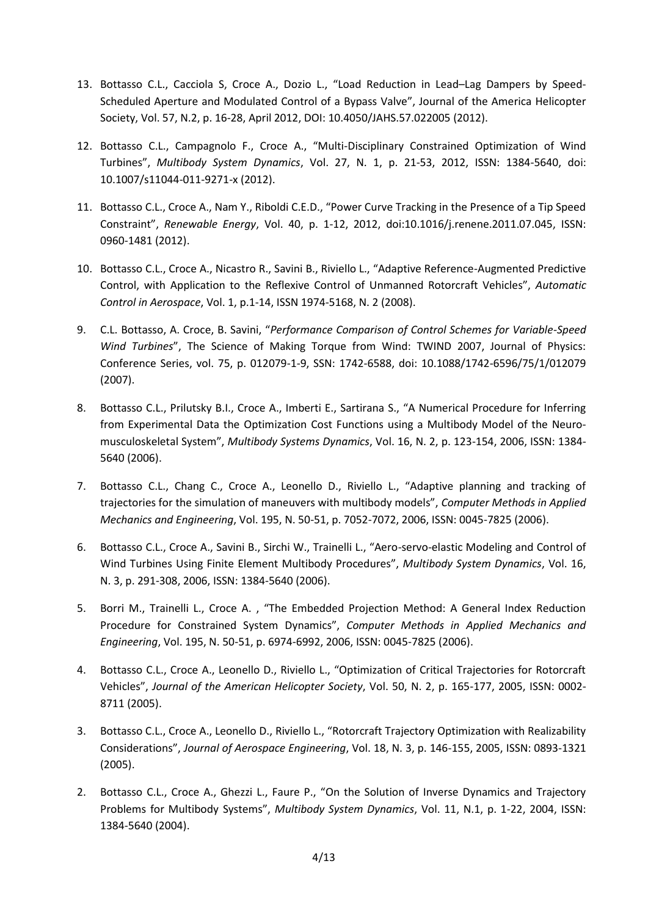13. Bottasso C.L., Cacciola S, Croce A., Dozio L., "Load Reduction in Lead–Lag Dampers by Speed-Scheduled Aperture and Modulated Control of a Bypass Valve", Journal of the America Helicopter Society, Vol. 57, N.2, p. 16-28, April 2012, DOI: 10.4050/JAHS.57.022005 (2012).

12. Bottasso C.L., Campagnolo F., Croce A., "Multi-Disciplinary Constrained Optimization of Wind Turbines", *Multibody System Dynamics*, Vol. 27, N. 1, p. 21-53, 2012, ISSN: 1384-5640, doi: 10.1007/s11044-011-9271-x (2012).

11. Bottasso C.L., Croce A., Nam Y., Riboldi C.E.D., "Power Curve Tracking in the Presence of a Tip Speed Constraint", *Renewable Energy*, Vol. 40, p. 1-12, 2012, doi:10.1016/j.renene.2011.07.045, ISSN: 0960-1481 (2012).

10. Bottasso C.L., Croce A., Nicastro R., Savini B., Riviello L., "Adaptive Reference-Augmented Predictive Control, with Application to the Reflexive Control of Unmanned Rotorcraft Vehicles", *Automatic Control in Aerospace*, Vol. 1, p.1-14, ISSN 1974-5168, N. 2 (2008).

9. C.L. Bottasso, A. Croce, B. Savini, "*Performance Comparison of Control Schemes for Variable-Speed Wind Turbines*", The Science of Making Torque from Wind: TWIND 2007, Journal of Physics: Conference Series, vol. 75, p. 012079-1-9, SSN: 1742-6588, doi: 10.1088/1742-6596/75/1/012079 (2007).

8. Bottasso C.L., Prilutsky B.I., Croce A., Imberti E., Sartirana S., "A Numerical Procedure for Inferring from Experimental Data the Optimization Cost Functions using a Multibody Model of the Neuro-musculoskeletal System", *Multibody Systems Dynamics*, Vol. 16, N. 2, p. 123-154, 2006, ISSN: 1384-5640 (2006).

7. Bottasso C.L., Chang C., Croce A., Leonello D., Riviello L., "Adaptive planning and tracking of trajectories for the simulation of maneuvers with multibody models", *Computer Methods in Applied Mechanics and Engineering*, Vol. 195, N. 50-51, p. 7052-7072, 2006, ISSN: 0045-7825 (2006).

6. Bottasso C.L., Croce A., Savini B., Sirchi W., Trainelli L., "Aero-servo-elastic Modeling and Control of Wind Turbines Using Finite Element Multibody Procedures", *Multibody System Dynamics*, Vol. 16, N. 3, p. 291-308, 2006, ISSN: 1384-5640 (2006).

5. Borri M., Trainelli L., Croce A. , "The Embedded Projection Method: A General Index Reduction Procedure for Constrained System Dynamics", *Computer Methods in Applied Mechanics and Engineering*, Vol. 195, N. 50-51, p. 6974-6992, 2006, ISSN: 0045-7825 (2006).

4. Bottasso C.L., Croce A., Leonello D., Riviello L., "Optimization of Critical Trajectories for Rotorcraft Vehicles", *Journal of the American Helicopter Society*, Vol. 50, N. 2, p. 165-177, 2005, ISSN: 0002-8711 (2005).

3. Bottasso C.L., Croce A., Leonello D., Riviello L., "Rotorcraft Trajectory Optimization with Realizability Considerations", *Journal of Aerospace Engineering*, Vol. 18, N. 3, p. 146-155, 2005, ISSN: 0893-1321 (2005).

2. Bottasso C.L., Croce A., Ghezzi L., Faure P., "On the Solution of Inverse Dynamics and Trajectory Problems for Multibody Systems", *Multibody System Dynamics*, Vol. 11, N.1, p. 1-22, 2004, ISSN: 1384-5640 (2004).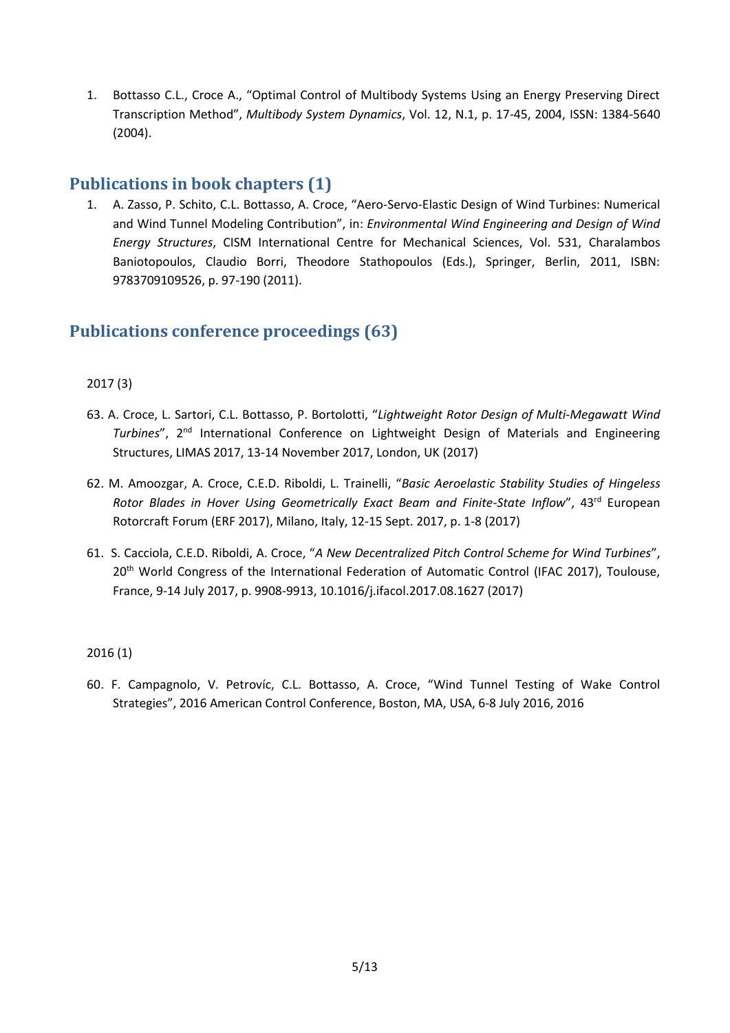1. Bottasso C.L., Croce A., "Optimal Control of Multibody Systems Using an Energy Preserving Direct Transcription Method", *Multibody System Dynamics*, Vol. 12, N.1, p. 17-45, 2004, ISSN: 1384-5640 (2004).

## Publications in book chapters (1)

1. A. Zasso, P. Schito, C.L. Bottasso, A. Croce, "Aero-Servo-Elastic Design of Wind Turbines: Numerical and Wind Tunnel Modeling Contribution", in: *Environmental Wind Engineering and Design of Wind Energy Structures*, CISM International Centre for Mechanical Sciences, Vol. 531, Charalambos Baniotopoulos, Claudio Borri, Theodore Stathopoulos (Eds.), Springer, Berlin, 2011, ISBN: 9783709109526, p. 97-190 (2011).

## Publications conference proceedings (63)

2017 (3)

63. A. Croce, L. Sartori, C.L. Bottasso, P. Bortolotti, "*Lightweight Rotor Design of Multi-Megawatt Wind Turbines*", 2nd International Conference on Lightweight Design of Materials and Engineering Structures, LIMAS 2017, 13-14 November 2017, London, UK (2017)

62. M. Amoozgar, A. Croce, C.E.D. Riboldi, L. Trainelli, "*Basic Aeroelastic Stability Studies of Hingeless Rotor Blades in Hover Using Geometrically Exact Beam and Finite-State Inflow*", 43rd European Rotorcraft Forum (ERF 2017), Milano, Italy, 12-15 Sept. 2017, p. 1-8 (2017)

61. S. Cacciola, C.E.D. Riboldi, A. Croce, "*A New Decentralized Pitch Control Scheme for Wind Turbines*", 20th World Congress of the International Federation of Automatic Control (IFAC 2017), Toulouse, France, 9-14 July 2017, p. 9908-9913, 10.1016/j.ifacol.2017.08.1627 (2017)

2016 (1)

60. F. Campagnolo, V. Petrovíc, C.L. Bottasso, A. Croce, "Wind Tunnel Testing of Wake Control Strategies", 2016 American Control Conference, Boston, MA, USA, 6-8 July 2016, 2016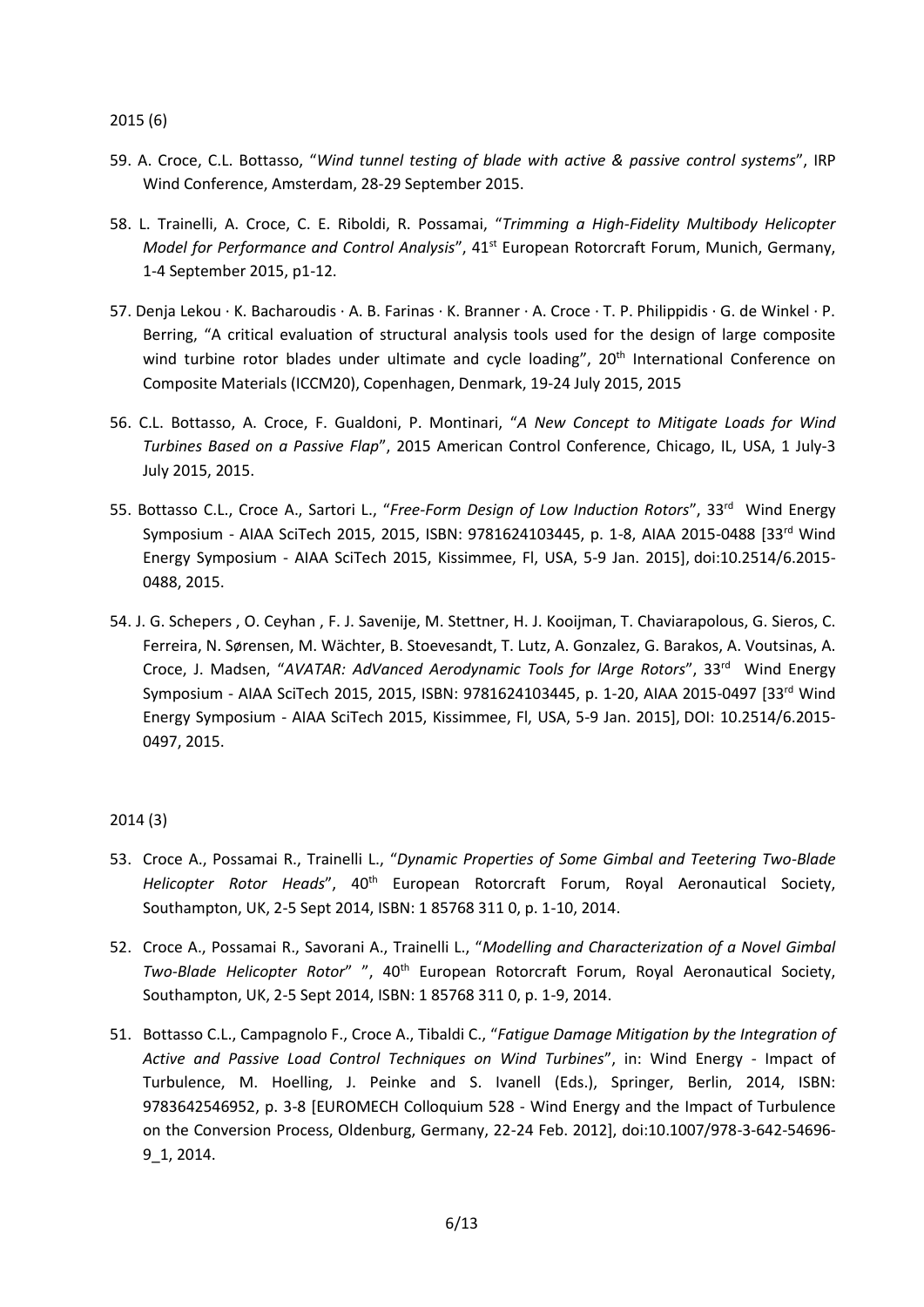2015 (6)

59. A. Croce, C.L. Bottasso, "*Wind tunnel testing of blade with active & passive control systems*", IRP Wind Conference, Amsterdam, 28-29 September 2015.

58. L. Trainelli, A. Croce, C. E. Riboldi, R. Possamai, "*Trimming a High-Fidelity Multibody Helicopter Model for Performance and Control Analysis*", 41st European Rotorcraft Forum, Munich, Germany, 1-4 September 2015, p1-12.

57. Denja Lekou · K. Bacharoudis · A. B. Farinas · K. Branner · A. Croce · T. P. Philippidis · G. de Winkel · P. Berring, "A critical evaluation of structural analysis tools used for the design of large composite wind turbine rotor blades under ultimate and cycle loading", 20th International Conference on Composite Materials (ICCM20), Copenhagen, Denmark, 19-24 July 2015, 2015

56. C.L. Bottasso, A. Croce, F. Gualdoni, P. Montinari, "*A New Concept to Mitigate Loads for Wind Turbines Based on a Passive Flap*", 2015 American Control Conference, Chicago, IL, USA, 1 July-3 July 2015, 2015.

55. Bottasso C.L., Croce A., Sartori L., "*Free-Form Design of Low Induction Rotors*", 33rd Wind Energy Symposium - AIAA SciTech 2015, 2015, ISBN: 9781624103445, p. 1-8, AIAA 2015-0488 [33rd Wind Energy Symposium - AIAA SciTech 2015, Kissimmee, Fl, USA, 5-9 Jan. 2015], doi:10.2514/6.2015-0488, 2015.

54. J. G. Schepers , O. Ceyhan , F. J. Savenije, M. Stettner, H. J. Kooijman, T. Chaviarapolous, G. Sieros, C. Ferreira, N. Sørensen, M. Wächter, B. Stoevesandt, T. Lutz, A. Gonzalez, G. Barakos, A. Voutsinas, A. Croce, J. Madsen, "*AVATAR: AdVanced Aerodynamic Tools for lArge Rotors*", 33rd Wind Energy Symposium - AIAA SciTech 2015, 2015, ISBN: 9781624103445, p. 1-20, AIAA 2015-0497 [33rd Wind Energy Symposium - AIAA SciTech 2015, Kissimmee, Fl, USA, 5-9 Jan. 2015], DOI: 10.2514/6.2015-0497, 2015.

2014 (3)

53. Croce A., Possamai R., Trainelli L., "*Dynamic Properties of Some Gimbal and Teetering Two-Blade Helicopter Rotor Heads*", 40th European Rotorcraft Forum, Royal Aeronautical Society, Southampton, UK, 2-5 Sept 2014, ISBN: 1 85768 311 0, p. 1-10, 2014.

52. Croce A., Possamai R., Savorani A., Trainelli L., "*Modelling and Characterization of a Novel Gimbal Two-Blade Helicopter Rotor*" ", 40th European Rotorcraft Forum, Royal Aeronautical Society, Southampton, UK, 2-5 Sept 2014, ISBN: 1 85768 311 0, p. 1-9, 2014.

51. Bottasso C.L., Campagnolo F., Croce A., Tibaldi C., "*Fatigue Damage Mitigation by the Integration of Active and Passive Load Control Techniques on Wind Turbines*", in: Wind Energy - Impact of Turbulence, M. Hoelling, J. Peinke and S. Ivanell (Eds.), Springer, Berlin, 2014, ISBN: 9783642546952, p. 3-8 [EUROMECH Colloquium 528 - Wind Energy and the Impact of Turbulence on the Conversion Process, Oldenburg, Germany, 22-24 Feb. 2012], doi:10.1007/978-3-642-54696-9_1, 2014.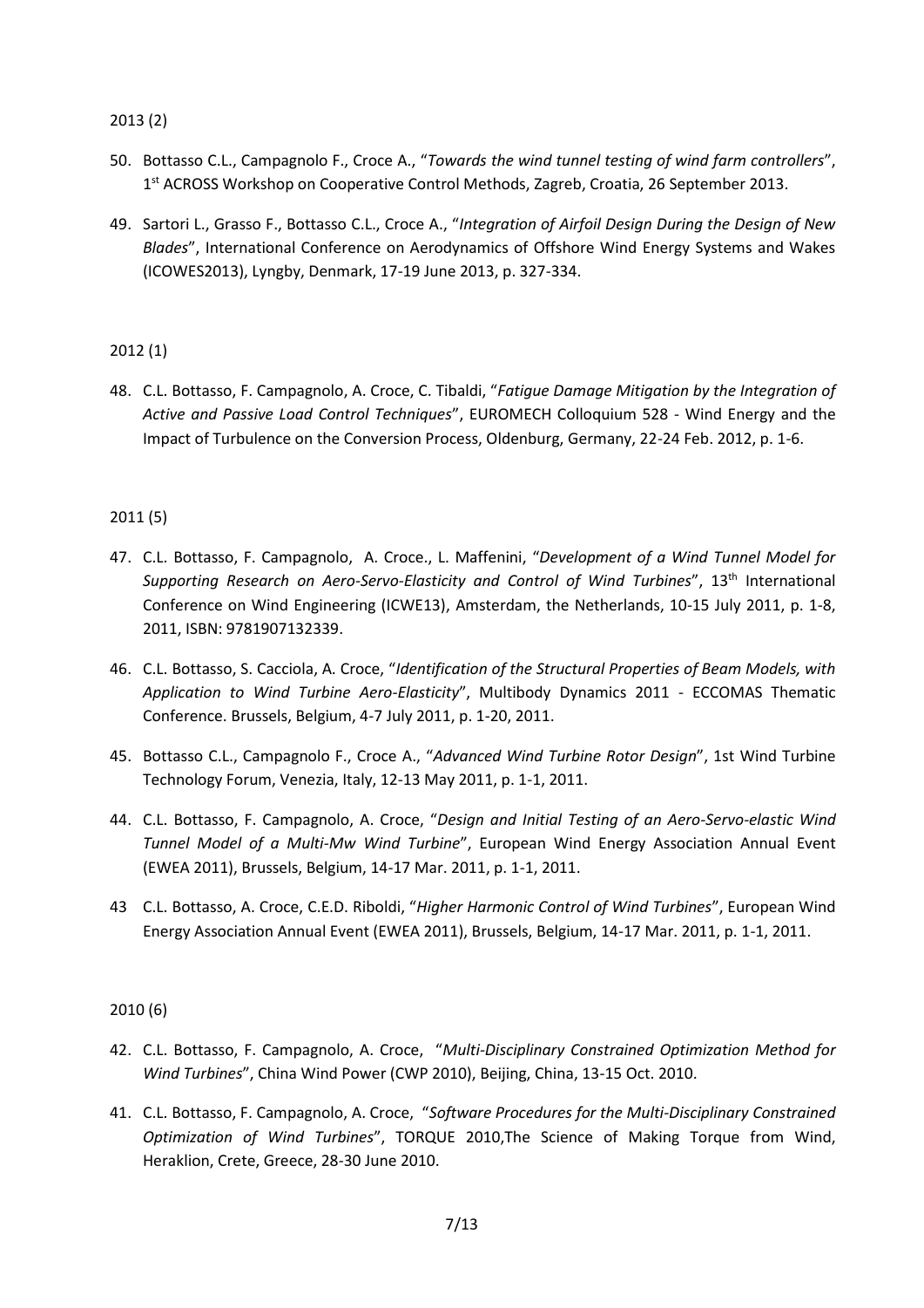2013 (2)

50. Bottasso C.L., Campagnolo F., Croce A., "*Towards the wind tunnel testing of wind farm controllers*", 1st ACROSS Workshop on Cooperative Control Methods, Zagreb, Croatia, 26 September 2013.

49. Sartori L., Grasso F., Bottasso C.L., Croce A., "*Integration of Airfoil Design During the Design of New Blades*", International Conference on Aerodynamics of Offshore Wind Energy Systems and Wakes (ICOWES2013), Lyngby, Denmark, 17-19 June 2013, p. 327-334.

2012 (1)

48. C.L. Bottasso, F. Campagnolo, A. Croce, C. Tibaldi, "*Fatigue Damage Mitigation by the Integration of Active and Passive Load Control Techniques*", EUROMECH Colloquium 528 - Wind Energy and the Impact of Turbulence on the Conversion Process, Oldenburg, Germany, 22-24 Feb. 2012, p. 1-6.

2011 (5)

47. C.L. Bottasso, F. Campagnolo, A. Croce., L. Maffenini, "*Development of a Wind Tunnel Model for Supporting Research on Aero-Servo-Elasticity and Control of Wind Turbines*", 13th International Conference on Wind Engineering (ICWE13), Amsterdam, the Netherlands, 10-15 July 2011, p. 1-8, 2011, ISBN: 9781907132339.

46. C.L. Bottasso, S. Cacciola, A. Croce, "*Identification of the Structural Properties of Beam Models, with Application to Wind Turbine Aero-Elasticity*", Multibody Dynamics 2011 - ECCOMAS Thematic Conference. Brussels, Belgium, 4-7 July 2011, p. 1-20, 2011.

45. Bottasso C.L., Campagnolo F., Croce A., "*Advanced Wind Turbine Rotor Design*", 1st Wind Turbine Technology Forum, Venezia, Italy, 12-13 May 2011, p. 1-1, 2011.

44. C.L. Bottasso, F. Campagnolo, A. Croce, "*Design and Initial Testing of an Aero-Servo-elastic Wind Tunnel Model of a Multi-Mw Wind Turbine*", European Wind Energy Association Annual Event (EWEA 2011), Brussels, Belgium, 14-17 Mar. 2011, p. 1-1, 2011.

43 C.L. Bottasso, A. Croce, C.E.D. Riboldi, "*Higher Harmonic Control of Wind Turbines*", European Wind Energy Association Annual Event (EWEA 2011), Brussels, Belgium, 14-17 Mar. 2011, p. 1-1, 2011.

2010 (6)

42. C.L. Bottasso, F. Campagnolo, A. Croce, "*Multi-Disciplinary Constrained Optimization Method for Wind Turbines*", China Wind Power (CWP 2010), Beijing, China, 13-15 Oct. 2010.

41. C.L. Bottasso, F. Campagnolo, A. Croce, "*Software Procedures for the Multi-Disciplinary Constrained Optimization of Wind Turbines*", TORQUE 2010,The Science of Making Torque from Wind, Heraklion, Crete, Greece, 28-30 June 2010.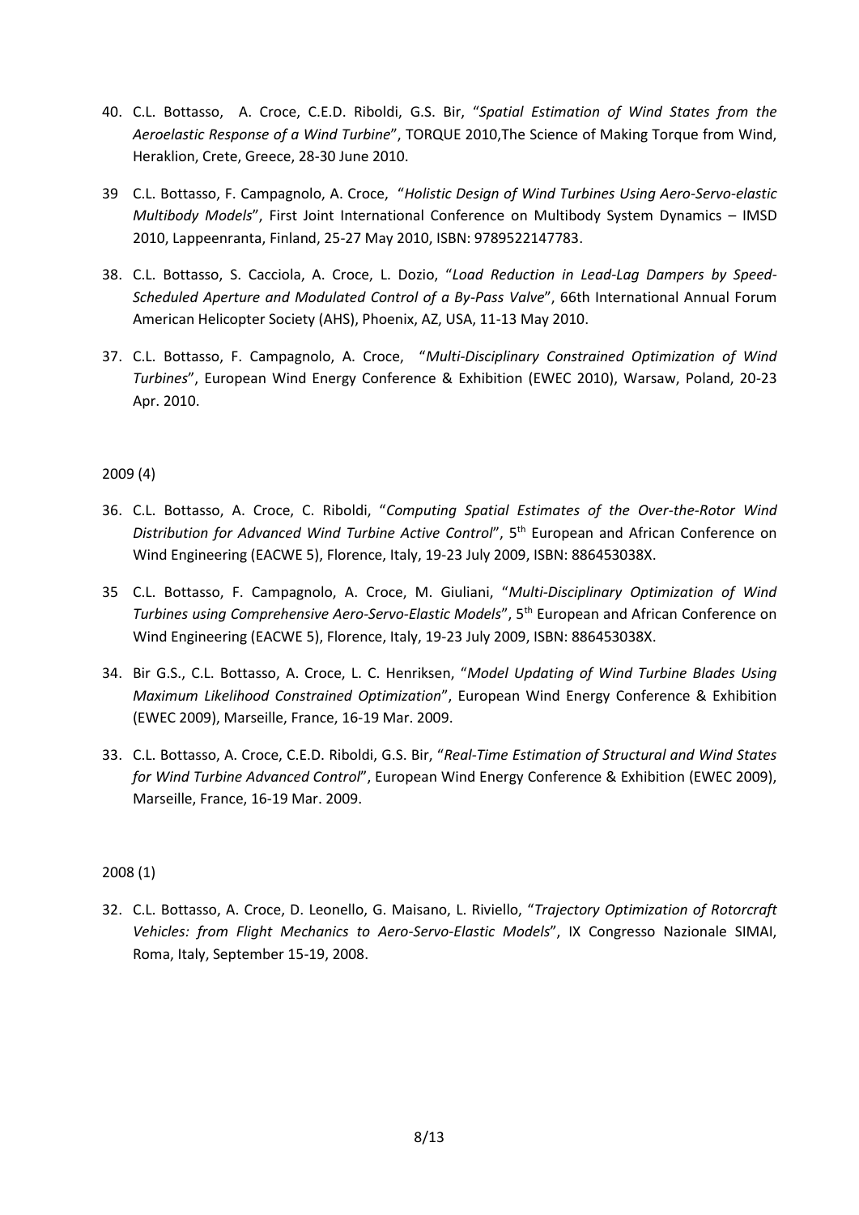40. C.L. Bottasso, A. Croce, C.E.D. Riboldi, G.S. Bir, "*Spatial Estimation of Wind States from the Aeroelastic Response of a Wind Turbine*", TORQUE 2010,The Science of Making Torque from Wind, Heraklion, Crete, Greece, 28-30 June 2010.

39 C.L. Bottasso, F. Campagnolo, A. Croce, "*Holistic Design of Wind Turbines Using Aero-Servo-elastic Multibody Models*", First Joint International Conference on Multibody System Dynamics – IMSD 2010, Lappeenranta, Finland, 25-27 May 2010, ISBN: 9789522147783.

38. C.L. Bottasso, S. Cacciola, A. Croce, L. Dozio, "*Load Reduction in Lead-Lag Dampers by Speed-Scheduled Aperture and Modulated Control of a By-Pass Valve*", 66th International Annual Forum American Helicopter Society (AHS), Phoenix, AZ, USA, 11-13 May 2010.

37. C.L. Bottasso, F. Campagnolo, A. Croce, "*Multi-Disciplinary Constrained Optimization of Wind Turbines*", European Wind Energy Conference & Exhibition (EWEC 2010), Warsaw, Poland, 20-23 Apr. 2010.

2009 (4)

36. C.L. Bottasso, A. Croce, C. Riboldi, "*Computing Spatial Estimates of the Over-the-Rotor Wind Distribution for Advanced Wind Turbine Active Control*", 5th European and African Conference on Wind Engineering (EACWE 5), Florence, Italy, 19-23 July 2009, ISBN: 886453038X.

35 C.L. Bottasso, F. Campagnolo, A. Croce, M. Giuliani, "*Multi-Disciplinary Optimization of Wind Turbines using Comprehensive Aero-Servo-Elastic Models*", 5th European and African Conference on Wind Engineering (EACWE 5), Florence, Italy, 19-23 July 2009, ISBN: 886453038X.

34. Bir G.S., C.L. Bottasso, A. Croce, L. C. Henriksen, "*Model Updating of Wind Turbine Blades Using Maximum Likelihood Constrained Optimization*", European Wind Energy Conference & Exhibition (EWEC 2009), Marseille, France, 16-19 Mar. 2009.

33. C.L. Bottasso, A. Croce, C.E.D. Riboldi, G.S. Bir, "*Real-Time Estimation of Structural and Wind States for Wind Turbine Advanced Control*", European Wind Energy Conference & Exhibition (EWEC 2009), Marseille, France, 16-19 Mar. 2009.

2008 (1)

32. C.L. Bottasso, A. Croce, D. Leonello, G. Maisano, L. Riviello, "*Trajectory Optimization of Rotorcraft Vehicles: from Flight Mechanics to Aero-Servo-Elastic Models*", IX Congresso Nazionale SIMAI, Roma, Italy, September 15-19, 2008.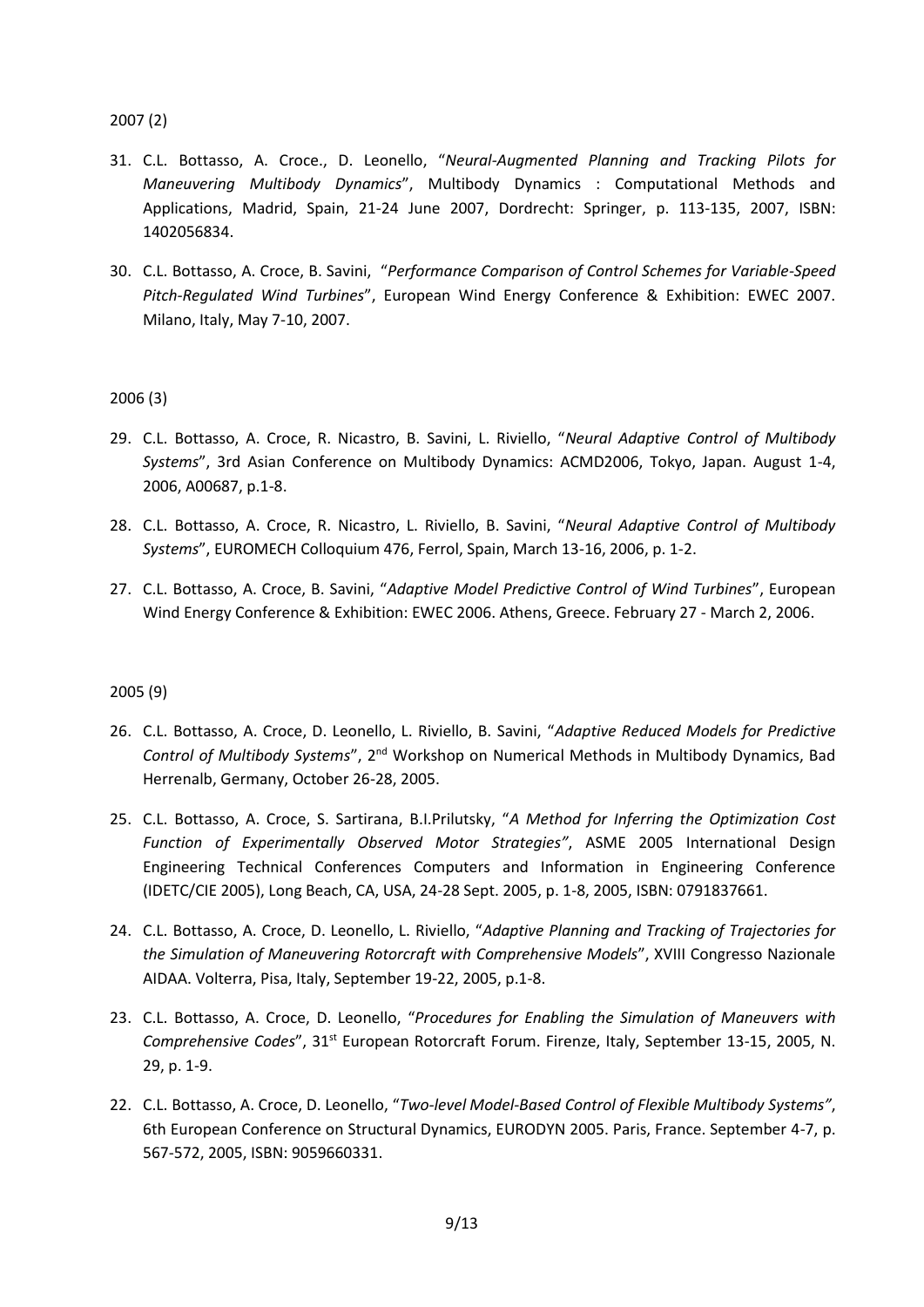2007 (2)

31. C.L. Bottasso, A. Croce., D. Leonello, "*Neural-Augmented Planning and Tracking Pilots for Maneuvering Multibody Dynamics*", Multibody Dynamics : Computational Methods and Applications, Madrid, Spain, 21-24 June 2007, Dordrecht: Springer, p. 113-135, 2007, ISBN: 1402056834.

30. C.L. Bottasso, A. Croce, B. Savini, "*Performance Comparison of Control Schemes for Variable-Speed Pitch-Regulated Wind Turbines*", European Wind Energy Conference & Exhibition: EWEC 2007. Milano, Italy, May 7-10, 2007.

2006 (3)

29. C.L. Bottasso, A. Croce, R. Nicastro, B. Savini, L. Riviello, "*Neural Adaptive Control of Multibody Systems*", 3rd Asian Conference on Multibody Dynamics: ACMD2006, Tokyo, Japan. August 1-4, 2006, A00687, p.1-8.

28. C.L. Bottasso, A. Croce, R. Nicastro, L. Riviello, B. Savini, "*Neural Adaptive Control of Multibody Systems*", EUROMECH Colloquium 476, Ferrol, Spain, March 13-16, 2006, p. 1-2.

27. C.L. Bottasso, A. Croce, B. Savini, "*Adaptive Model Predictive Control of Wind Turbines*", European Wind Energy Conference & Exhibition: EWEC 2006. Athens, Greece. February 27 - March 2, 2006.

2005 (9)

26. C.L. Bottasso, A. Croce, D. Leonello, L. Riviello, B. Savini, "*Adaptive Reduced Models for Predictive Control of Multibody Systems*", 2nd Workshop on Numerical Methods in Multibody Dynamics, Bad Herrenalb, Germany, October 26-28, 2005.

25. C.L. Bottasso, A. Croce, S. Sartirana, B.I.Prilutsky, "*A Method for Inferring the Optimization Cost Function of Experimentally Observed Motor Strategies"*, ASME 2005 International Design Engineering Technical Conferences Computers and Information in Engineering Conference (IDETC/CIE 2005), Long Beach, CA, USA, 24-28 Sept. 2005, p. 1-8, 2005, ISBN: 0791837661.

24. C.L. Bottasso, A. Croce, D. Leonello, L. Riviello, "*Adaptive Planning and Tracking of Trajectories for the Simulation of Maneuvering Rotorcraft with Comprehensive Models*", XVIII Congresso Nazionale AIDAA. Volterra, Pisa, Italy, September 19-22, 2005, p.1-8.

23. C.L. Bottasso, A. Croce, D. Leonello, "*Procedures for Enabling the Simulation of Maneuvers with Comprehensive Codes*", 31st European Rotorcraft Forum. Firenze, Italy, September 13-15, 2005, N. 29, p. 1-9.

22. C.L. Bottasso, A. Croce, D. Leonello, "*Two-level Model-Based Control of Flexible Multibody Systems"*, 6th European Conference on Structural Dynamics, EURODYN 2005. Paris, France. September 4-7, p. 567-572, 2005, ISBN: 9059660331.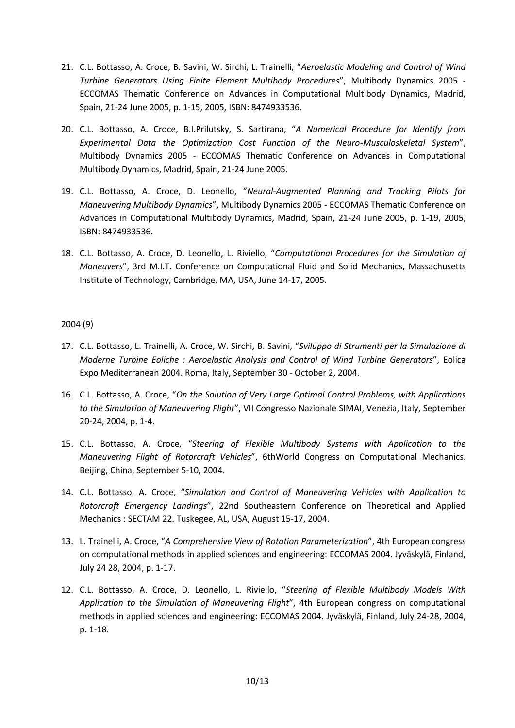21. C.L. Bottasso, A. Croce, B. Savini, W. Sirchi, L. Trainelli, "*Aeroelastic Modeling and Control of Wind Turbine Generators Using Finite Element Multibody Procedures*", Multibody Dynamics 2005 - ECCOMAS Thematic Conference on Advances in Computational Multibody Dynamics, Madrid, Spain, 21-24 June 2005, p. 1-15, 2005, ISBN: 8474933536.

20. C.L. Bottasso, A. Croce, B.I.Prilutsky, S. Sartirana, "*A Numerical Procedure for Identify from Experimental Data the Optimization Cost Function of the Neuro-Musculoskeletal System*", Multibody Dynamics 2005 - ECCOMAS Thematic Conference on Advances in Computational Multibody Dynamics, Madrid, Spain, 21-24 June 2005.

19. C.L. Bottasso, A. Croce, D. Leonello, "*Neural-Augmented Planning and Tracking Pilots for Maneuvering Multibody Dynamics*", Multibody Dynamics 2005 - ECCOMAS Thematic Conference on Advances in Computational Multibody Dynamics, Madrid, Spain, 21-24 June 2005, p. 1-19, 2005, ISBN: 8474933536.

18. C.L. Bottasso, A. Croce, D. Leonello, L. Riviello, "*Computational Procedures for the Simulation of Maneuvers*", 3rd M.I.T. Conference on Computational Fluid and Solid Mechanics, Massachusetts Institute of Technology, Cambridge, MA, USA, June 14-17, 2005.

2004 (9)

17. C.L. Bottasso, L. Trainelli, A. Croce, W. Sirchi, B. Savini, "*Sviluppo di Strumenti per la Simulazione di Moderne Turbine Eoliche : Aeroelastic Analysis and Control of Wind Turbine Generators*", Eolica Expo Mediterranean 2004. Roma, Italy, September 30 - October 2, 2004.

16. C.L. Bottasso, A. Croce, "*On the Solution of Very Large Optimal Control Problems, with Applications to the Simulation of Maneuvering Flight*", VII Congresso Nazionale SIMAI, Venezia, Italy, September 20-24, 2004, p. 1-4.

15. C.L. Bottasso, A. Croce, "*Steering of Flexible Multibody Systems with Application to the Maneuvering Flight of Rotorcraft Vehicles*", 6thWorld Congress on Computational Mechanics. Beijing, China, September 5-10, 2004.

14. C.L. Bottasso, A. Croce, "*Simulation and Control of Maneuvering Vehicles with Application to Rotorcraft Emergency Landings*", 22nd Southeastern Conference on Theoretical and Applied Mechanics : SECTAM 22. Tuskegee, AL, USA, August 15-17, 2004.

13. L. Trainelli, A. Croce, "*A Comprehensive View of Rotation Parameterization*", 4th European congress on computational methods in applied sciences and engineering: ECCOMAS 2004. Jyväskylä, Finland, July 24 28, 2004, p. 1-17.

12. C.L. Bottasso, A. Croce, D. Leonello, L. Riviello, "*Steering of Flexible Multibody Models With Application to the Simulation of Maneuvering Flight*", 4th European congress on computational methods in applied sciences and engineering: ECCOMAS 2004. Jyväskylä, Finland, July 24-28, 2004, p. 1-18.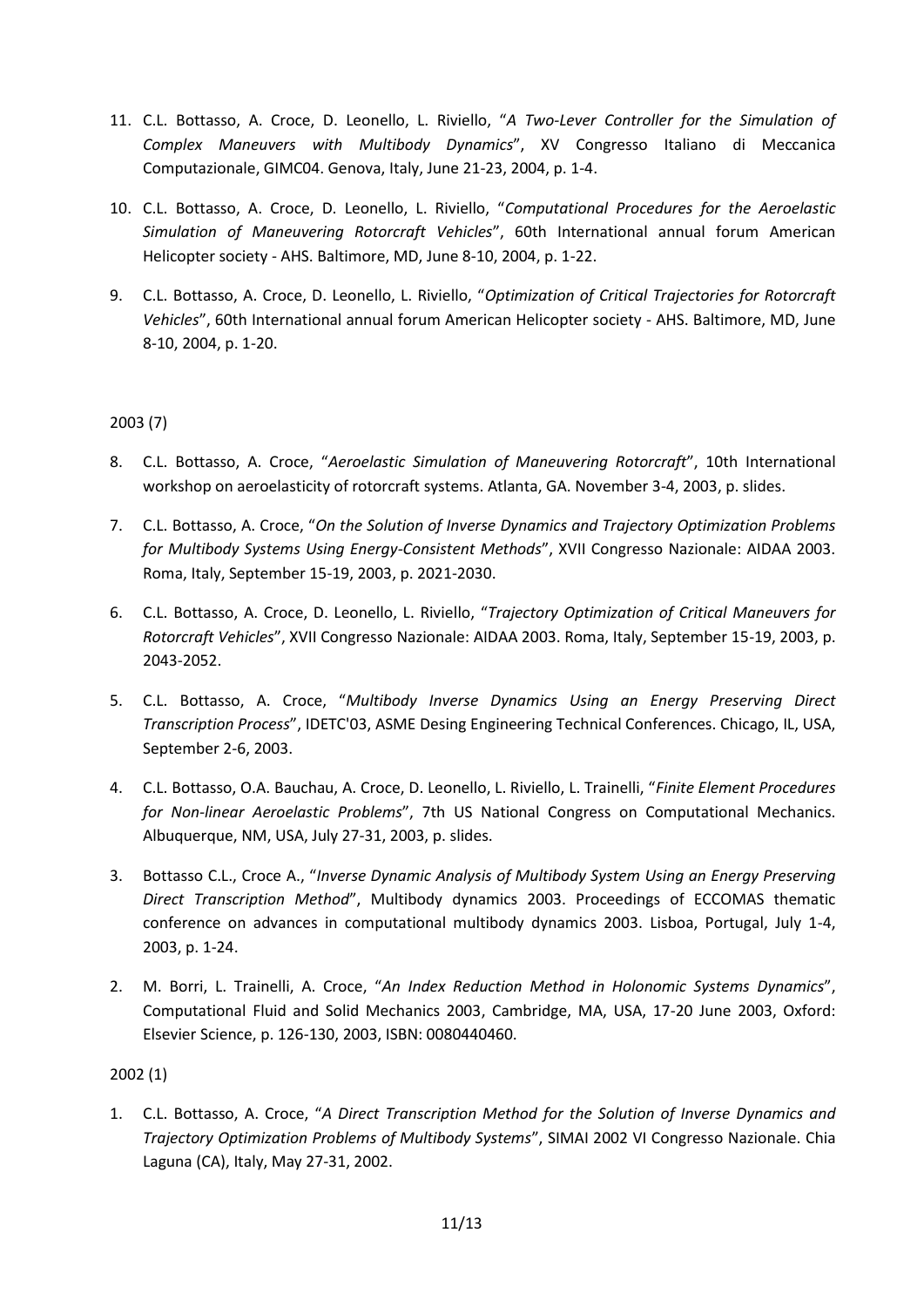11. C.L. Bottasso, A. Croce, D. Leonello, L. Riviello, "*A Two-Lever Controller for the Simulation of Complex Maneuvers with Multibody Dynamics*", XV Congresso Italiano di Meccanica Computazionale, GIMC04. Genova, Italy, June 21-23, 2004, p. 1-4.

10. C.L. Bottasso, A. Croce, D. Leonello, L. Riviello, "*Computational Procedures for the Aeroelastic Simulation of Maneuvering Rotorcraft Vehicles*", 60th International annual forum American Helicopter society - AHS. Baltimore, MD, June 8-10, 2004, p. 1-22.

9. C.L. Bottasso, A. Croce, D. Leonello, L. Riviello, "*Optimization of Critical Trajectories for Rotorcraft Vehicles*", 60th International annual forum American Helicopter society - AHS. Baltimore, MD, June 8-10, 2004, p. 1-20.

2003 (7)

8. C.L. Bottasso, A. Croce, "*Aeroelastic Simulation of Maneuvering Rotorcraft*", 10th International workshop on aeroelasticity of rotorcraft systems. Atlanta, GA. November 3-4, 2003, p. slides.

7. C.L. Bottasso, A. Croce, "*On the Solution of Inverse Dynamics and Trajectory Optimization Problems for Multibody Systems Using Energy-Consistent Methods*", XVII Congresso Nazionale: AIDAA 2003. Roma, Italy, September 15-19, 2003, p. 2021-2030.

6. C.L. Bottasso, A. Croce, D. Leonello, L. Riviello, "*Trajectory Optimization of Critical Maneuvers for Rotorcraft Vehicles*", XVII Congresso Nazionale: AIDAA 2003. Roma, Italy, September 15-19, 2003, p. 2043-2052.

5. C.L. Bottasso, A. Croce, "*Multibody Inverse Dynamics Using an Energy Preserving Direct Transcription Process*", IDETC'03, ASME Desing Engineering Technical Conferences. Chicago, IL, USA, September 2-6, 2003.

4. C.L. Bottasso, O.A. Bauchau, A. Croce, D. Leonello, L. Riviello, L. Trainelli, "*Finite Element Procedures for Non-linear Aeroelastic Problems*", 7th US National Congress on Computational Mechanics. Albuquerque, NM, USA, July 27-31, 2003, p. slides.

3. Bottasso C.L., Croce A., "*Inverse Dynamic Analysis of Multibody System Using an Energy Preserving Direct Transcription Method*", Multibody dynamics 2003. Proceedings of ECCOMAS thematic conference on advances in computational multibody dynamics 2003. Lisboa, Portugal, July 1-4, 2003, p. 1-24.

2. M. Borri, L. Trainelli, A. Croce, "*An Index Reduction Method in Holonomic Systems Dynamics*", Computational Fluid and Solid Mechanics 2003, Cambridge, MA, USA, 17-20 June 2003, Oxford: Elsevier Science, p. 126-130, 2003, ISBN: 0080440460.

2002 (1)

1. C.L. Bottasso, A. Croce, "*A Direct Transcription Method for the Solution of Inverse Dynamics and Trajectory Optimization Problems of Multibody Systems*", SIMAI 2002 VI Congresso Nazionale. Chia Laguna (CA), Italy, May 27-31, 2002.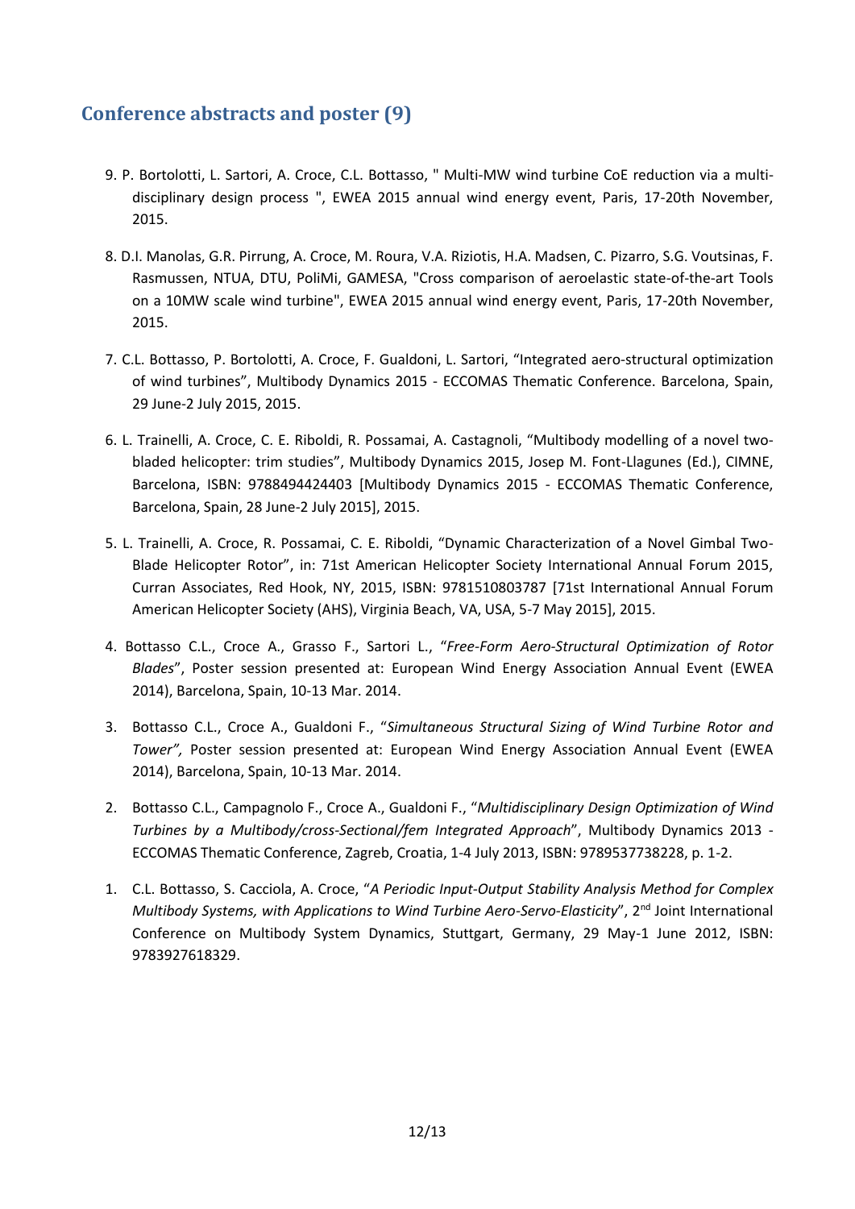## Conference abstracts and poster (9)

9. P. Bortolotti, L. Sartori, A. Croce, C.L. Bottasso, " Multi-MW wind turbine CoE reduction via a multi-disciplinary design process ", EWEA 2015 annual wind energy event, Paris, 17-20th November, 2015.

8. D.I. Manolas, G.R. Pirrung, A. Croce, M. Roura, V.A. Riziotis, H.A. Madsen, C. Pizarro, S.G. Voutsinas, F. Rasmussen, NTUA, DTU, PoliMi, GAMESA, "Cross comparison of aeroelastic state-of-the-art Tools on a 10MW scale wind turbine", EWEA 2015 annual wind energy event, Paris, 17-20th November, 2015.

7. C.L. Bottasso, P. Bortolotti, A. Croce, F. Gualdoni, L. Sartori, "Integrated aero-structural optimization of wind turbines", Multibody Dynamics 2015 - ECCOMAS Thematic Conference. Barcelona, Spain, 29 June-2 July 2015, 2015.

6. L. Trainelli, A. Croce, C. E. Riboldi, R. Possamai, A. Castagnoli, "Multibody modelling of a novel two-bladed helicopter: trim studies", Multibody Dynamics 2015, Josep M. Font-Llagunes (Ed.), CIMNE, Barcelona, ISBN: 9788494424403 [Multibody Dynamics 2015 - ECCOMAS Thematic Conference, Barcelona, Spain, 28 June-2 July 2015], 2015.

5. L. Trainelli, A. Croce, R. Possamai, C. E. Riboldi, "Dynamic Characterization of a Novel Gimbal Two-Blade Helicopter Rotor", in: 71st American Helicopter Society International Annual Forum 2015, Curran Associates, Red Hook, NY, 2015, ISBN: 9781510803787 [71st International Annual Forum American Helicopter Society (AHS), Virginia Beach, VA, USA, 5-7 May 2015], 2015.

4. Bottasso C.L., Croce A., Grasso F., Sartori L., "*Free-Form Aero-Structural Optimization of Rotor Blades*", Poster session presented at: European Wind Energy Association Annual Event (EWEA 2014), Barcelona, Spain, 10-13 Mar. 2014.

3. Bottasso C.L., Croce A., Gualdoni F., "*Simultaneous Structural Sizing of Wind Turbine Rotor and Tower",* Poster session presented at: European Wind Energy Association Annual Event (EWEA 2014), Barcelona, Spain, 10-13 Mar. 2014.

2. Bottasso C.L., Campagnolo F., Croce A., Gualdoni F., "*Multidisciplinary Design Optimization of Wind Turbines by a Multibody/cross-Sectional/fem Integrated Approach*", Multibody Dynamics 2013 - ECCOMAS Thematic Conference, Zagreb, Croatia, 1-4 July 2013, ISBN: 9789537738228, p. 1-2.

1. C.L. Bottasso, S. Cacciola, A. Croce, "*A Periodic Input-Output Stability Analysis Method for Complex Multibody Systems, with Applications to Wind Turbine Aero-Servo-Elasticity*", 2nd Joint International Conference on Multibody System Dynamics, Stuttgart, Germany, 29 May-1 June 2012, ISBN: 9783927618329.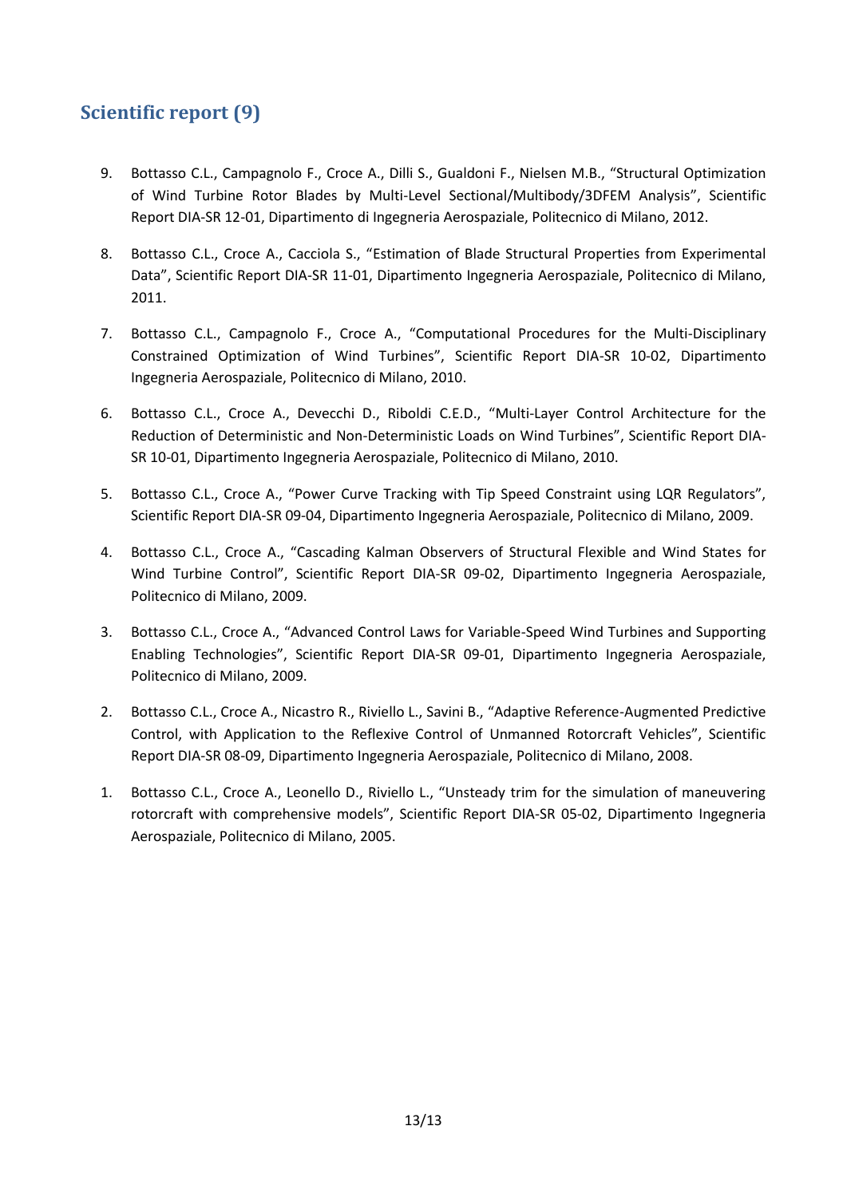## Scientific report (9)

9. Bottasso C.L., Campagnolo F., Croce A., Dilli S., Gualdoni F., Nielsen M.B., "Structural Optimization of Wind Turbine Rotor Blades by Multi-Level Sectional/Multibody/3DFEM Analysis", Scientific Report DIA-SR 12-01, Dipartimento di Ingegneria Aerospaziale, Politecnico di Milano, 2012.

8. Bottasso C.L., Croce A., Cacciola S., "Estimation of Blade Structural Properties from Experimental Data", Scientific Report DIA-SR 11-01, Dipartimento Ingegneria Aerospaziale, Politecnico di Milano, 2011.

7. Bottasso C.L., Campagnolo F., Croce A., "Computational Procedures for the Multi-Disciplinary Constrained Optimization of Wind Turbines", Scientific Report DIA-SR 10-02, Dipartimento Ingegneria Aerospaziale, Politecnico di Milano, 2010.

6. Bottasso C.L., Croce A., Devecchi D., Riboldi C.E.D., "Multi-Layer Control Architecture for the Reduction of Deterministic and Non-Deterministic Loads on Wind Turbines", Scientific Report DIA-SR 10-01, Dipartimento Ingegneria Aerospaziale, Politecnico di Milano, 2010.

5. Bottasso C.L., Croce A., "Power Curve Tracking with Tip Speed Constraint using LQR Regulators", Scientific Report DIA-SR 09-04, Dipartimento Ingegneria Aerospaziale, Politecnico di Milano, 2009.

4. Bottasso C.L., Croce A., "Cascading Kalman Observers of Structural Flexible and Wind States for Wind Turbine Control", Scientific Report DIA-SR 09-02, Dipartimento Ingegneria Aerospaziale, Politecnico di Milano, 2009.

3. Bottasso C.L., Croce A., "Advanced Control Laws for Variable-Speed Wind Turbines and Supporting Enabling Technologies", Scientific Report DIA-SR 09-01, Dipartimento Ingegneria Aerospaziale, Politecnico di Milano, 2009.

2. Bottasso C.L., Croce A., Nicastro R., Riviello L., Savini B., "Adaptive Reference-Augmented Predictive Control, with Application to the Reflexive Control of Unmanned Rotorcraft Vehicles", Scientific Report DIA-SR 08-09, Dipartimento Ingegneria Aerospaziale, Politecnico di Milano, 2008.

1. Bottasso C.L., Croce A., Leonello D., Riviello L., "Unsteady trim for the simulation of maneuvering rotorcraft with comprehensive models", Scientific Report DIA-SR 05-02, Dipartimento Ingegneria Aerospaziale, Politecnico di Milano, 2005.